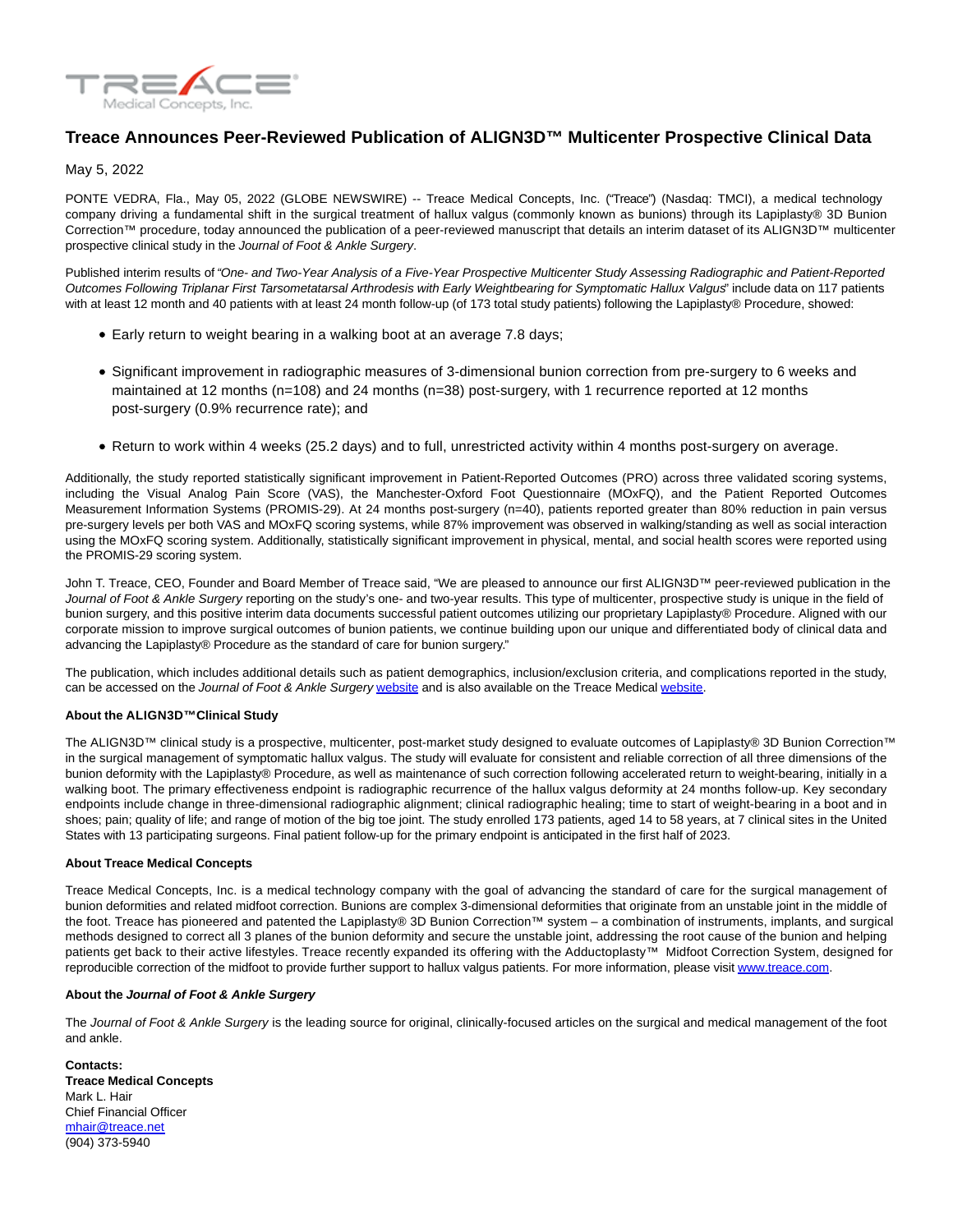# Treace Announces Peer-Reviewed Publication of ALIGN3D™ Multicenter Prospective Clinical Data

May 5, 2022

PONTE VEDRA, Fla., May 05, 2022 (GLOBE NEWSWIRE) -- Treace Medical Concepts, Inc. ("Treace") (Nasdaq: TMCI), a medical technology company driving a fundamental shift in the surgical treatment of hallux valgus (commonly known as bunions) through its Lapiplasty® 3D Bunion Correction™ procedure, today announced the publication of a peer-reviewed manuscript that details an interim dataset of its ALIGN3D™ multicenter prospective clinical study in the *Journal of Foot & Ankle Surgery*.

Published interim results of *"One- and Two-Year Analysis of a Five-Year Prospective Multicenter Study Assessing Radiographic and Patient-Reported Outcomes Following Triplanar First Tarsometatarsal Arthrodesis with Early Weightbearing for Symptomatic Hallux Valgus"* include data on 117 patients with at least 12 month and 40 patients with at least 24 month follow-up (of 173 total study patients) following the Lapiplasty® Procedure, showed:

- Early return to weight bearing in a walking boot at an average 7.8 days;
- Significant improvement in radiographic measures of 3-dimensional bunion correction from pre-surgery to 6 weeks and maintained at 12 months (n=108) and 24 months (n=38) post-surgery, with 1 recurrence reported at 12 months post-surgery (0.9% recurrence rate); and
- Return to work within 4 weeks (25.2 days) and to full, unrestricted activity within 4 months post-surgery on average.

Additionally, the study reported statistically significant improvement in Patient-Reported Outcomes (PRO) across three validated scoring systems, including the Visual Analog Pain Score (VAS), the Manchester-Oxford Foot Questionnaire (MOxFQ), and the Patient Reported Outcomes Measurement Information Systems (PROMIS-29). At 24 months post-surgery (n=40), patients reported greater than 80% reduction in pain versus pre-surgery levels per both VAS and MOxFQ scoring systems, while 87% improvement was observed in walking/standing as well as social interaction using the MOxFQ scoring system. Additionally, statistically significant improvement in physical, mental, and social health scores were reported using the PROMIS-29 scoring system.

John T. Treace, CEO, Founder and Board Member of Treace said, "We are pleased to announce our first ALIGN3D™ peer-reviewed publication in the *Journal of Foot & Ankle Surgery* reporting on the study's one- and two-year results. This type of multicenter, prospective study is unique in the field of bunion surgery, and this positive interim data documents successful patient outcomes utilizing our proprietary Lapiplasty® Procedure. Aligned with our corporate mission to improve surgical outcomes of bunion patients, we continue building upon our unique and differentiated body of clinical data and advancing the Lapiplasty® Procedure as the standard of care for bunion surgery."

The publication, which includes additional details such as patient demographics, inclusion/exclusion criteria, and complications reported in the study, can be accessed on the *Journal of Foot & Ankle Surgery* website and is also available on the Treace Medical website.

**About the ALIGN3D™ Clinical Study**

The ALIGN3D™ clinical study is a prospective, multicenter, post-market study designed to evaluate outcomes of Lapiplasty® 3D Bunion Correction™ in the surgical management of symptomatic hallux valgus. The study will evaluate for consistent and reliable correction of all three dimensions of the bunion deformity with the Lapiplasty® Procedure, as well as maintenance of such correction following accelerated return to weight-bearing, initially in a walking boot. The primary effectiveness endpoint is radiographic recurrence of the hallux valgus deformity at 24 months follow-up. Key secondary endpoints include change in three-dimensional radiographic alignment; clinical radiographic healing; time to start of weight-bearing in a boot and in shoes; pain; quality of life; and range of motion of the big toe joint. The study enrolled 173 patients, aged 14 to 58 years, at 7 clinical sites in the United States with 13 participating surgeons. Final patient follow-up for the primary endpoint is anticipated in the first half of 2023.

**About Treace Medical Concepts**

Treace Medical Concepts, Inc. is a medical technology company with the goal of advancing the standard of care for the surgical management of bunion deformities and related midfoot correction. Bunions are complex 3-dimensional deformities that originate from an unstable joint in the middle of the foot. Treace has pioneered and patented the Lapiplasty® 3D Bunion Correction™ system – a combination of instruments, implants, and surgical methods designed to correct all 3 planes of the bunion deformity and secure the unstable joint, addressing the root cause of the bunion and helping patients get back to their active lifestyles. Treace recently expanded its offering with the Adductoplasty™ Midfoot Correction System, designed for reproducible correction of the midfoot to provide further support to hallux valgus patients. For more information, please visit www.treace.com.

**About the *Journal of Foot & Ankle Surgery***

The *Journal of Foot & Ankle Surgery* is the leading source for original, clinically-focused articles on the surgical and medical management of the foot and ankle.

**Contacts:**
**Treace Medical Concepts**
Mark L. Hair
Chief Financial Officer
mhair@treace.net
(904) 373-5940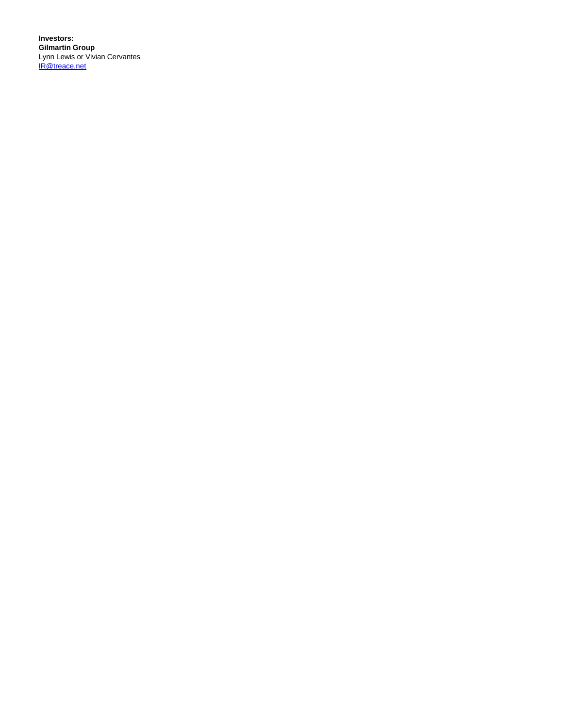**Investors:**
**Gilmartin Group**
Lynn Lewis or Vivian Cervantes
IR@treace.net